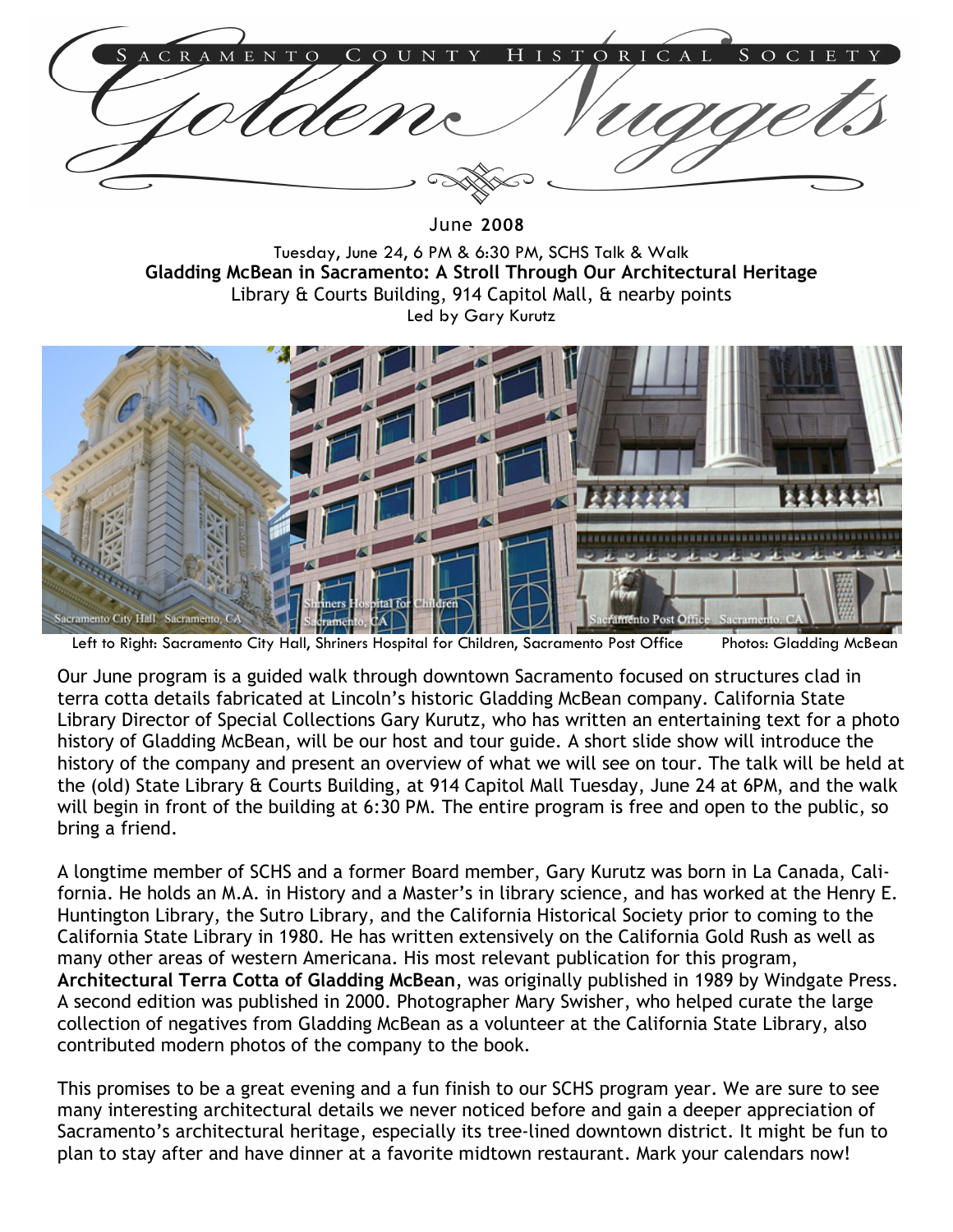# Sacramento County Historical Society

# Golden Nuggets

June 2008

Tuesday, June 24, 6 PM & 6:30 PM, SCHS Talk & Walk

**Gladding McBean in Sacramento: A Stroll Through Our Architectural Heritage**

Library & Courts Building, 914 Capitol Mall, & nearby points

Led by Gary Kurutz

Left to Right: Sacramento City Hall, Shriners Hospital for Children, Sacramento Post Office Photos: Gladding McBean

Our June program is a guided walk through downtown Sacramento focused on structures clad in terra cotta details fabricated at Lincoln's historic Gladding McBean company. California State Library Director of Special Collections Gary Kurutz, who has written an entertaining text for a photo history of Gladding McBean, will be our host and tour guide. A short slide show will introduce the history of the company and present an overview of what we will see on tour. The talk will be held at the (old) State Library & Courts Building, at 914 Capitol Mall Tuesday, June 24 at 6PM, and the walk will begin in front of the building at 6:30 PM. The entire program is free and open to the public, so bring a friend.

A longtime member of SCHS and a former Board member, Gary Kurutz was born in La Canada, California. He holds an M.A. in History and a Master's in library science, and has worked at the Henry E. Huntington Library, the Sutro Library, and the California Historical Society prior to coming to the California State Library in 1980. He has written extensively on the California Gold Rush as well as many other areas of western Americana. His most relevant publication for this program, **Architectural Terra Cotta of Gladding McBean**, was originally published in 1989 by Windgate Press. A second edition was published in 2000. Photographer Mary Swisher, who helped curate the large collection of negatives from Gladding McBean as a volunteer at the California State Library, also contributed modern photos of the company to the book.

This promises to be a great evening and a fun finish to our SCHS program year. We are sure to see many interesting architectural details we never noticed before and gain a deeper appreciation of Sacramento's architectural heritage, especially its tree-lined downtown district. It might be fun to plan to stay after and have dinner at a favorite midtown restaurant. Mark your calendars now!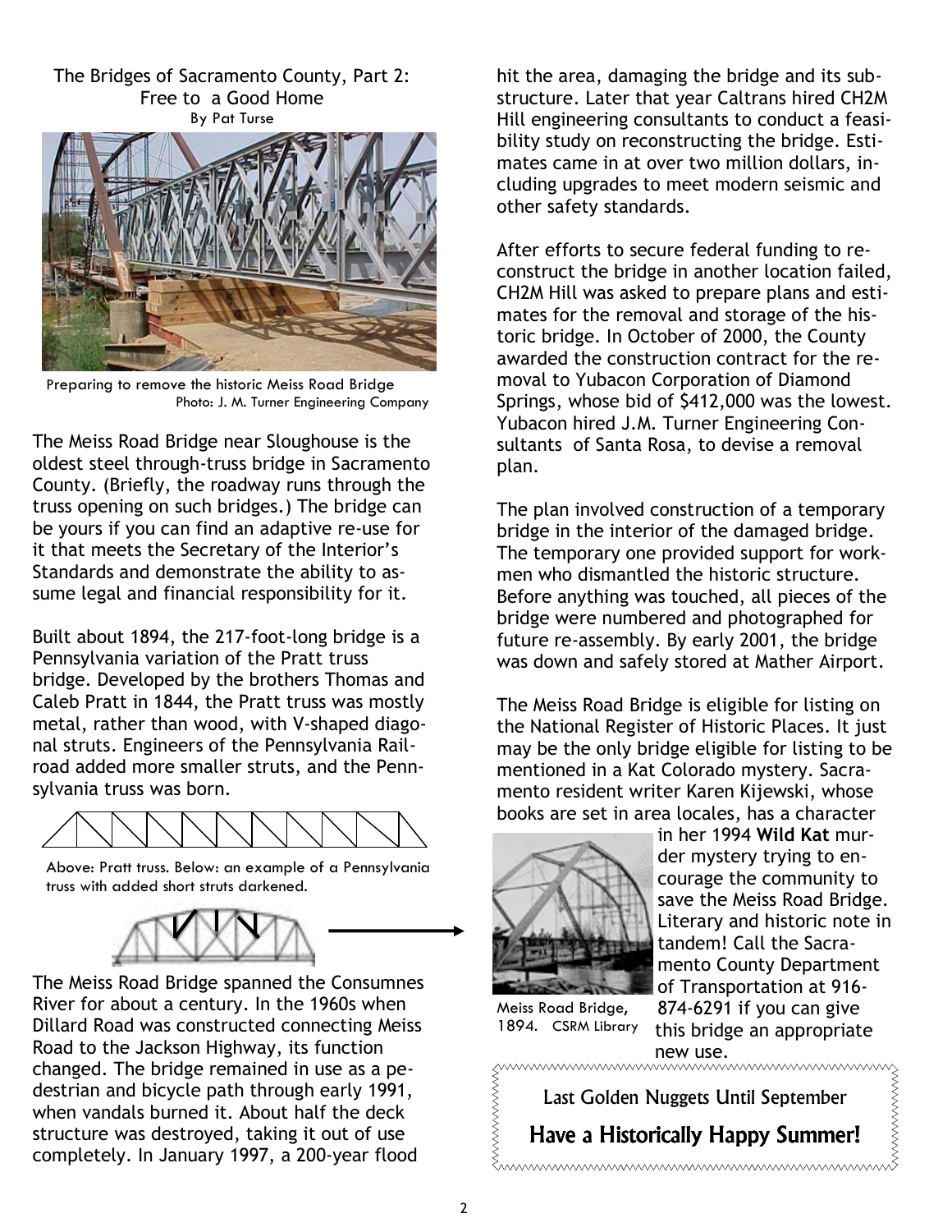# The Bridges of Sacramento County, Part 2: Free to a Good Home

By Pat Turse

Preparing to remove the historic Meiss Road Bridge
Photo: J. M. Turner Engineering Company

The Meiss Road Bridge near Sloughouse is the oldest steel through-truss bridge in Sacramento County. (Briefly, the roadway runs through the truss opening on such bridges.) The bridge can be yours if you can find an adaptive re-use for it that meets the Secretary of the Interior's Standards and demonstrate the ability to assume legal and financial responsibility for it.

Built about 1894, the 217-foot-long bridge is a Pennsylvania variation of the Pratt truss bridge. Developed by the brothers Thomas and Caleb Pratt in 1844, the Pratt truss was mostly metal, rather than wood, with V-shaped diagonal struts. Engineers of the Pennsylvania Railroad added more smaller struts, and the Pennsylvania truss was born.

Above: Pratt truss. Below: an example of a Pennsylvania truss with added short struts darkened.

The Meiss Road Bridge spanned the Consumnes River for about a century. In the 1960s when Dillard Road was constructed connecting Meiss Road to the Jackson Highway, its function changed. The bridge remained in use as a pedestrian and bicycle path through early 1991, when vandals burned it. About half the deck structure was destroyed, taking it out of use completely. In January 1997, a 200-year flood hit the area, damaging the bridge and its substructure. Later that year Caltrans hired CH2M Hill engineering consultants to conduct a feasibility study on reconstructing the bridge. Estimates came in at over two million dollars, including upgrades to meet modern seismic and other safety standards.

After efforts to secure federal funding to reconstruct the bridge in another location failed, CH2M Hill was asked to prepare plans and estimates for the removal and storage of the historic bridge. In October of 2000, the County awarded the construction contract for the removal to Yubacon Corporation of Diamond Springs, whose bid of $412,000 was the lowest. Yubacon hired J.M. Turner Engineering Consultants of Santa Rosa, to devise a removal plan.

The plan involved construction of a temporary bridge in the interior of the damaged bridge. The temporary one provided support for workmen who dismantled the historic structure. Before anything was touched, all pieces of the bridge were numbered and photographed for future re-assembly. By early 2001, the bridge was down and safely stored at Mather Airport.

The Meiss Road Bridge is eligible for listing on the National Register of Historic Places. It just may be the only bridge eligible for listing to be mentioned in a Kat Colorado mystery. Sacramento resident writer Karen Kijewski, whose books are set in area locales, has a character in her 1994 **Wild Kat** murder mystery trying to encourage the community to save the Meiss Road Bridge. Literary and historic note in tandem! Call the Sacramento County Department of Transportation at 916-874-6291 if you can give this bridge an appropriate new use.

Meiss Road Bridge, 1894. CSRM Library

Last Golden Nuggets Until September

**Have a Historically Happy Summer!**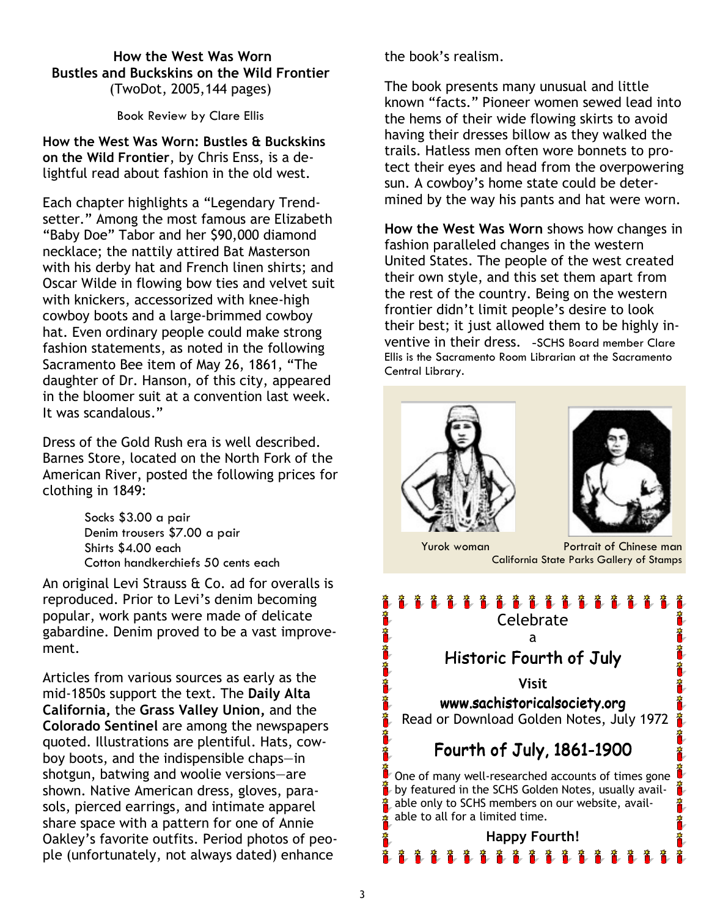## How the West Was Worn
## Bustles and Buckskins on the Wild Frontier
(TwoDot, 2005,144 pages)

Book Review by Clare Ellis

**How the West Was Worn: Bustles & Buckskins on the Wild Frontier**, by Chris Enss, is a delightful read about fashion in the old west.

Each chapter highlights a "Legendary Trendsetter." Among the most famous are Elizabeth "Baby Doe" Tabor and her $90,000 diamond necklace; the nattily attired Bat Masterson with his derby hat and French linen shirts; and Oscar Wilde in flowing bow ties and velvet suit with knickers, accessorized with knee-high cowboy boots and a large-brimmed cowboy hat. Even ordinary people could make strong fashion statements, as noted in the following Sacramento Bee item of May 26, 1861, "The daughter of Dr. Hanson, of this city, appeared in the bloomer suit at a convention last week. It was scandalous."

Dress of the Gold Rush era is well described. Barnes Store, located on the North Fork of the American River, posted the following prices for clothing in 1849:

> Socks $3.00 a pair
> Denim trousers $7.00 a pair
> Shirts $4.00 each
> Cotton handkerchiefs 50 cents each

An original Levi Strauss & Co. ad for overalls is reproduced. Prior to Levi's denim becoming popular, work pants were made of delicate gabardine. Denim proved to be a vast improvement.

Articles from various sources as early as the mid-1850s support the text. The **Daily Alta California,** the **Grass Valley Union,** and the **Colorado Sentinel** are among the newspapers quoted. Illustrations are plentiful. Hats, cowboy boots, and the indispensible chaps—in shotgun, batwing and woolie versions—are shown. Native American dress, gloves, parasols, pierced earrings, and intimate apparel share space with a pattern for one of Annie Oakley's favorite outfits. Period photos of people (unfortunately, not always dated) enhance the book's realism.

The book presents many unusual and little known "facts." Pioneer women sewed lead into the hems of their wide flowing skirts to avoid having their dresses billow as they walked the trails. Hatless men often wore bonnets to protect their eyes and head from the overpowering sun. A cowboy's home state could be determined by the way his pants and hat were worn.

**How the West Was Worn** shows how changes in fashion paralleled changes in the western United States. The people of the west created their own style, and this set them apart from the rest of the country. Being on the western frontier didn't limit people's desire to look their best; it just allowed them to be highly inventive in their dress. –SCHS Board member Clare Ellis is the Sacramento Room Librarian at the Sacramento Central Library.

Yurok woman — Portrait of Chinese man
California State Parks Gallery of Stamps

---

Celebrate
a
### Historic Fourth of July

**Visit**

**www.sachistoricalsociety.org**
Read or Download Golden Notes, July 1972

### Fourth of July, 1861-1900

One of many well-researched accounts of times gone by featured in the SCHS Golden Notes, usually available only to SCHS members on our website, available to all for a limited time.

**Happy Fourth!**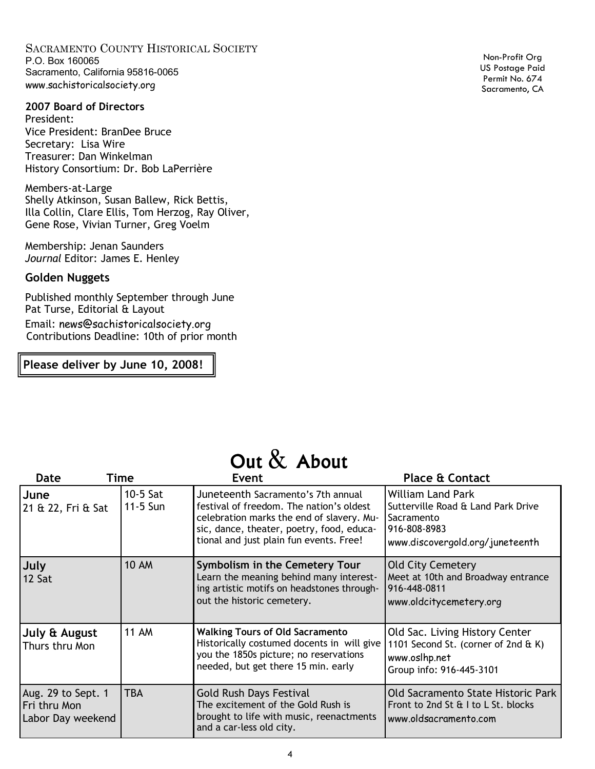SACRAMENTO COUNTY HISTORICAL SOCIETY
P.O. Box 160065
Sacramento, California 95816-0065
www.sachistoricalsociety.org

Non-Profit Org
US Postage Paid
Permit No. 674
Sacramento, CA

**2007 Board of Directors**

President:
Vice President: BranDee Bruce
Secretary: Lisa Wire
Treasurer: Dan Winkelman
History Consortium: Dr. Bob LaPerrière

Members-at-Large
Shelly Atkinson, Susan Ballew, Rick Bettis, Illa Collin, Clare Ellis, Tom Herzog, Ray Oliver, Gene Rose, Vivian Turner, Greg Voelm

Membership: Jenan Saunders
*Journal* Editor: James E. Henley

**Golden Nuggets**

Published monthly September through June
Pat Turse, Editorial & Layout
Email: news@sachistoricalsociety.org
Contributions Deadline: 10th of prior month

**Please deliver by June 10, 2008!**

# Out & About

| Date | Time | Event | Place & Contact |
|---|---|---|---|
| **June** 21 & 22, Fri & Sat | 10-5 Sat 11-5 Sun | Juneteenth Sacramento's 7th annual festival of freedom. The nation's oldest celebration marks the end of slavery. Music, dance, theater, poetry, food, educational and just plain fun events. Free! | William Land Park Sutterville Road & Land Park Drive Sacramento 916-808-8983 www.discovergold.org/juneteenth |
| **July** 12 Sat | 10 AM | **Symbolism in the Cemetery Tour** Learn the meaning behind many interesting artistic motifs on headstones throughout the historic cemetery. | Old City Cemetery Meet at 10th and Broadway entrance 916-448-0811 www.oldcitycemetery.org |
| **July & August** Thurs thru Mon | 11 AM | **Walking Tours of Old Sacramento** Historically costumed docents in will give you the 1850s picture; no reservations needed, but get there 15 min. early | Old Sac. Living History Center 1101 Second St. (corner of 2nd & K) www.oslhp.net Group info: 916-445-3101 |
| Aug. 29 to Sept. 1 Fri thru Mon Labor Day weekend | TBA | Gold Rush Days Festival The excitement of the Gold Rush is brought to life with music, reenactments and a car-less old city. | Old Sacramento State Historic Park Front to 2nd St & I to L St. blocks www.oldsacramento.com |